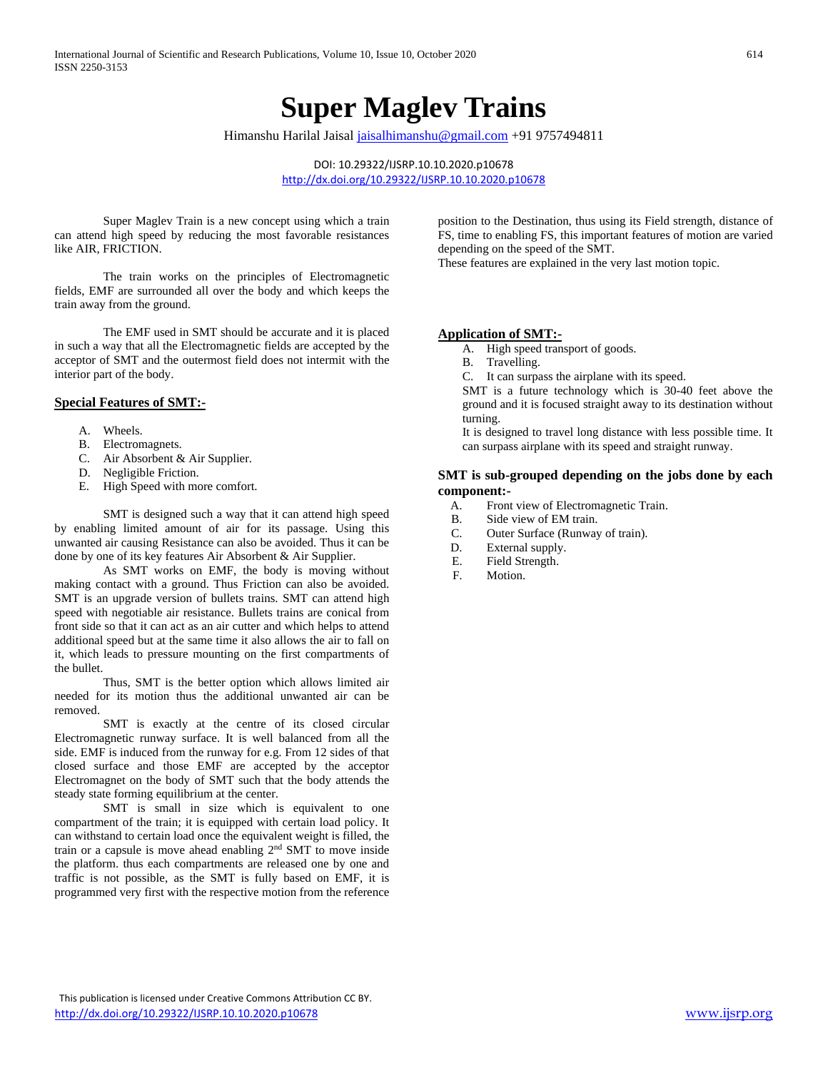# Super Maglev Trains

Himanshu Harilal Jaisal jaisalhimanshu@gmail.com +91 9757494811

DOI: 10.29322/IJSRP.10.10.2020.p10678
http://dx.doi.org/10.29322/IJSRP.10.10.2020.p10678

Super Maglev Train is a new concept using which a train can attend high speed by reducing the most favorable resistances like AIR, FRICTION.

The train works on the principles of Electromagnetic fields, EMF are surrounded all over the body and which keeps the train away from the ground.

The EMF used in SMT should be accurate and it is placed in such a way that all the Electromagnetic fields are accepted by the acceptor of SMT and the outermost field does not intermit with the interior part of the body.

## Special Features of SMT:-

A. Wheels.
B. Electromagnets.
C. Air Absorbent & Air Supplier.
D. Negligible Friction.
E. High Speed with more comfort.

SMT is designed such a way that it can attend high speed by enabling limited amount of air for its passage. Using this unwanted air causing Resistance can also be avoided. Thus it can be done by one of its key features Air Absorbent & Air Supplier.

As SMT works on EMF, the body is moving without making contact with a ground. Thus Friction can also be avoided. SMT is an upgrade version of bullets trains. SMT can attend high speed with negotiable air resistance. Bullets trains are conical from front side so that it can act as an air cutter and which helps to attend additional speed but at the same time it also allows the air to fall on it, which leads to pressure mounting on the first compartments of the bullet.

Thus, SMT is the better option which allows limited air needed for its motion thus the additional unwanted air can be removed.

SMT is exactly at the centre of its closed circular Electromagnetic runway surface. It is well balanced from all the side. EMF is induced from the runway for e.g. From 12 sides of that closed surface and those EMF are accepted by the acceptor Electromagnet on the body of SMT such that the body attends the steady state forming equilibrium at the center.

SMT is small in size which is equivalent to one compartment of the train; it is equipped with certain load policy. It can withstand to certain load once the equivalent weight is filled, the train or a capsule is move ahead enabling 2nd SMT to move inside the platform. thus each compartments are released one by one and traffic is not possible, as the SMT is fully based on EMF, it is programmed very first with the respective motion from the reference position to the Destination, thus using its Field strength, distance of FS, time to enabling FS, this important features of motion are varied depending on the speed of the SMT.

These features are explained in the very last motion topic.

## Application of SMT:-

A. High speed transport of goods.
B. Travelling.
C. It can surpass the airplane with its speed.

SMT is a future technology which is 30-40 feet above the ground and it is focused straight away to its destination without turning.

It is designed to travel long distance with less possible time. It can surpass airplane with its speed and straight runway.

### SMT is sub-grouped depending on the jobs done by each component:-

A. Front view of Electromagnetic Train.
B. Side view of EM train.
C. Outer Surface (Runway of train).
D. External supply.
E. Field Strength.
F. Motion.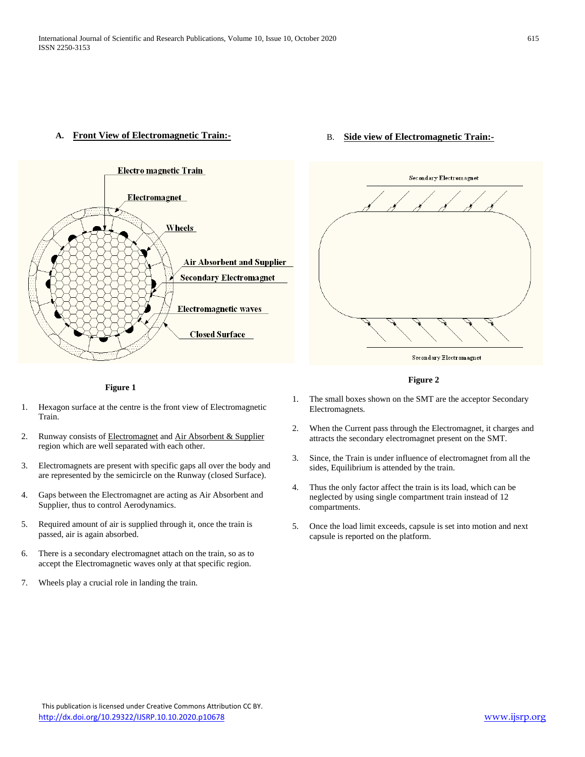## A. Front View of Electromagnetic Train:-

Figure 1

1. Hexagon surface at the centre is the front view of Electromagnetic Train.
2. Runway consists of Electromagnet and Air Absorbent & Supplier region which are well separated with each other.
3. Electromagnets are present with specific gaps all over the body and are represented by the semicircle on the Runway (closed Surface).
4. Gaps between the Electromagnet are acting as Air Absorbent and Supplier, thus to control Aerodynamics.
5. Required amount of air is supplied through it, once the train is passed, air is again absorbed.
6. There is a secondary electromagnet attach on the train, so as to accept the Electromagnetic waves only at that specific region.
7. Wheels play a crucial role in landing the train.

## B. Side view of Electromagnetic Train:-

Figure 2

1. The small boxes shown on the SMT are the acceptor Secondary Electromagnets.
2. When the Current pass through the Electromagnet, it charges and attracts the secondary electromagnet present on the SMT.
3. Since, the Train is under influence of electromagnet from all the sides, Equilibrium is attended by the train.
4. Thus the only factor affect the train is its load, which can be neglected by using single compartment train instead of 12 compartments.
5. Once the load limit exceeds, capsule is set into motion and next capsule is reported on the platform.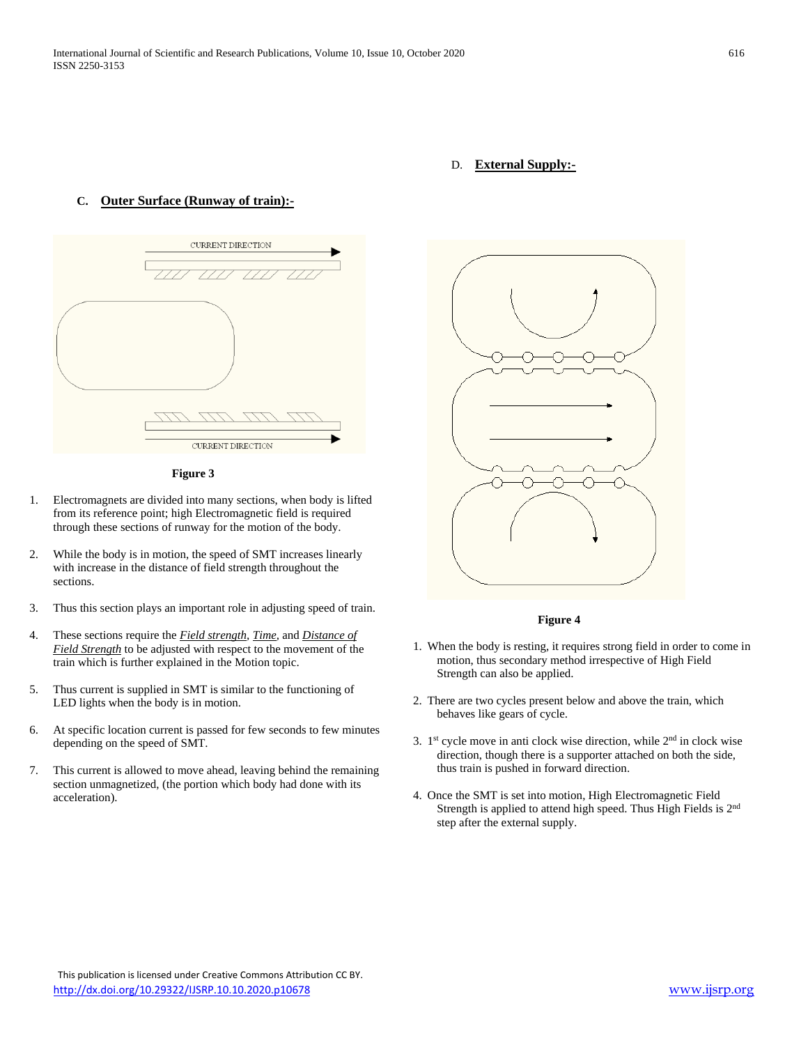## C. Outer Surface (Runway of train):-

Figure 3

1. Electromagnets are divided into many sections, when body is lifted from its reference point; high Electromagnetic field is required through these sections of runway for the motion of the body.

2. While the body is in motion, the speed of SMT increases linearly with increase in the distance of field strength throughout the sections.

3. Thus this section plays an important role in adjusting speed of train.

4. These sections require the *Field strength*, *Time*, and *Distance of Field Strength* to be adjusted with respect to the movement of the train which is further explained in the Motion topic.

5. Thus current is supplied in SMT is similar to the functioning of LED lights when the body is in motion.

6. At specific location current is passed for few seconds to few minutes depending on the speed of SMT.

7. This current is allowed to move ahead, leaving behind the remaining section unmagnetized, (the portion which body had done with its acceleration).

## D. External Supply:-

Figure 4

1. When the body is resting, it requires strong field in order to come in motion, thus secondary method irrespective of High Field Strength can also be applied.

2. There are two cycles present below and above the train, which behaves like gears of cycle.

3. 1st cycle move in anti clock wise direction, while 2nd in clock wise direction, though there is a supporter attached on both the side, thus train is pushed in forward direction.

4. Once the SMT is set into motion, High Electromagnetic Field Strength is applied to attend high speed. Thus High Fields is 2nd step after the external supply.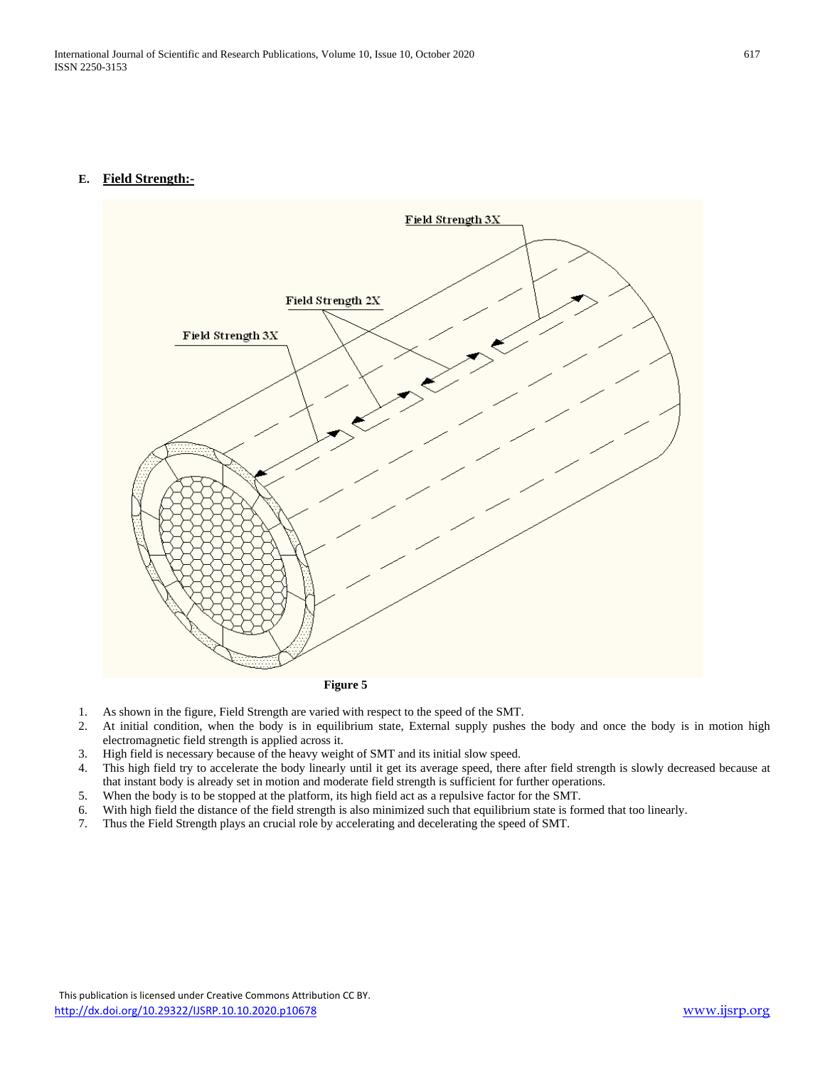## E. Field Strength:-

Figure 5

1. As shown in the figure, Field Strength are varied with respect to the speed of the SMT.
2. At initial condition, when the body is in equilibrium state, External supply pushes the body and once the body is in motion high electromagnetic field strength is applied across it.
3. High field is necessary because of the heavy weight of SMT and its initial slow speed.
4. This high field try to accelerate the body linearly until it get its average speed, there after field strength is slowly decreased because at that instant body is already set in motion and moderate field strength is sufficient for further operations.
5. When the body is to be stopped at the platform, its high field act as a repulsive factor for the SMT.
6. With high field the distance of the field strength is also minimized such that equilibrium state is formed that too linearly.
7. Thus the Field Strength plays an crucial role by accelerating and decelerating the speed of SMT.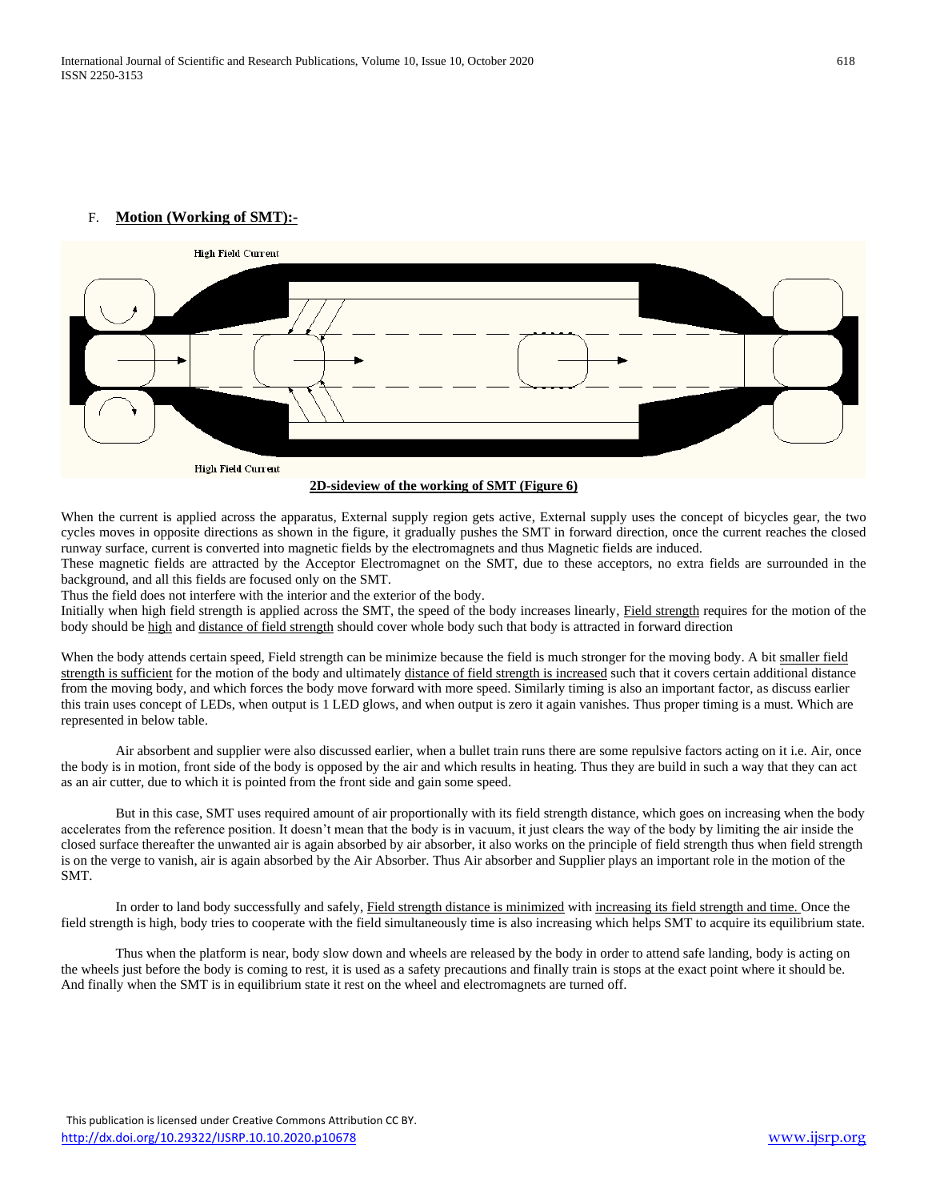F. **Motion (Working of SMT):-**

High Field Current

High Field Current

**2D-sideview of the working of SMT (Figure 6)**

When the current is applied across the apparatus, External supply region gets active, External supply uses the concept of bicycles gear, the two cycles moves in opposite directions as shown in the figure, it gradually pushes the SMT in forward direction, once the current reaches the closed runway surface, current is converted into magnetic fields by the electromagnets and thus Magnetic fields are induced.
These magnetic fields are attracted by the Acceptor Electromagnet on the SMT, due to these acceptors, no extra fields are surrounded in the background, and all this fields are focused only on the SMT.
Thus the field does not interfere with the interior and the exterior of the body.
Initially when high field strength is applied across the SMT, the speed of the body increases linearly, Field strength requires for the motion of the body should be high and distance of field strength should cover whole body such that body is attracted in forward direction

When the body attends certain speed, Field strength can be minimize because the field is much stronger for the moving body. A bit smaller field strength is sufficient for the motion of the body and ultimately distance of field strength is increased such that it covers certain additional distance from the moving body, and which forces the body move forward with more speed. Similarly timing is also an important factor, as discuss earlier this train uses concept of LEDs, when output is 1 LED glows, and when output is zero it again vanishes. Thus proper timing is a must. Which are represented in below table.

Air absorbent and supplier were also discussed earlier, when a bullet train runs there are some repulsive factors acting on it i.e. Air, once the body is in motion, front side of the body is opposed by the air and which results in heating. Thus they are build in such a way that they can act as an air cutter, due to which it is pointed from the front side and gain some speed.

But in this case, SMT uses required amount of air proportionally with its field strength distance, which goes on increasing when the body accelerates from the reference position. It doesn't mean that the body is in vacuum, it just clears the way of the body by limiting the air inside the closed surface thereafter the unwanted air is again absorbed by air absorber, it also works on the principle of field strength thus when field strength is on the verge to vanish, air is again absorbed by the Air Absorber. Thus Air absorber and Supplier plays an important role in the motion of the SMT.

In order to land body successfully and safely, Field strength distance is minimized with increasing its field strength and time. Once the field strength is high, body tries to cooperate with the field simultaneously time is also increasing which helps SMT to acquire its equilibrium state.

Thus when the platform is near, body slow down and wheels are released by the body in order to attend safe landing, body is acting on the wheels just before the body is coming to rest, it is used as a safety precautions and finally train is stops at the exact point where it should be. And finally when the SMT is in equilibrium state it rest on the wheel and electromagnets are turned off.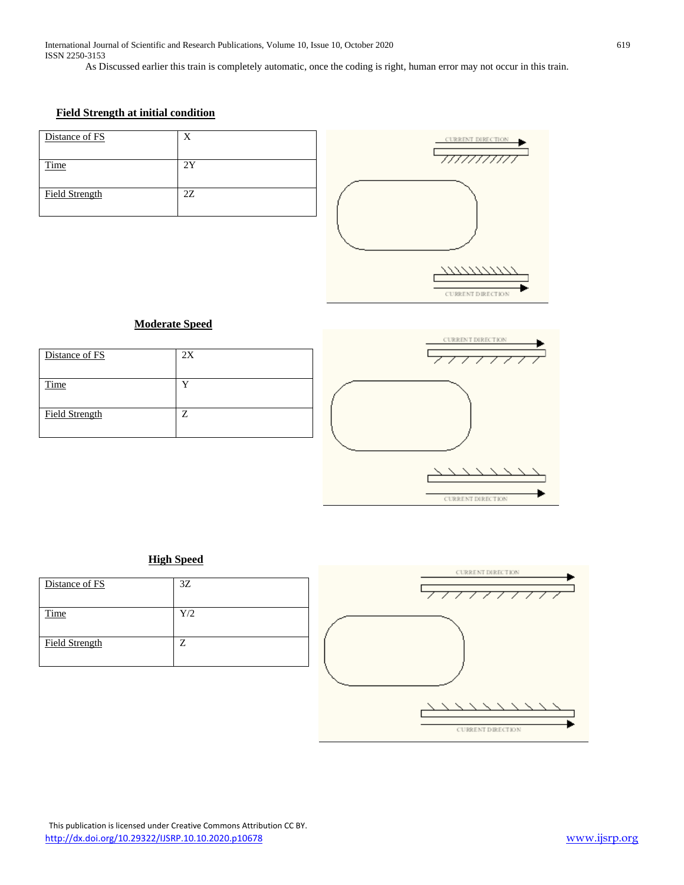As Discussed earlier this train is completely automatic, once the coding is right, human error may not occur in this train.

**Field Strength at initial condition**

| Distance of FS | X |
|---|---|
| Time | 2Y |
| Field Strength | 2Z |

CURRENT DIRECTION

CURRENT DIRECTION

**Moderate Speed**

| Distance of FS | 2X |
|---|---|
| Time | Y |
| Field Strength | Z |

CURRENT DIRECTION

CURRENT DIRECTION

**High Speed**

| Distance of FS | 3Z |
|---|---|
| Time | Y/2 |
| Field Strength | Z |

CURRENT DIRECTION

CURRENT DIRECTION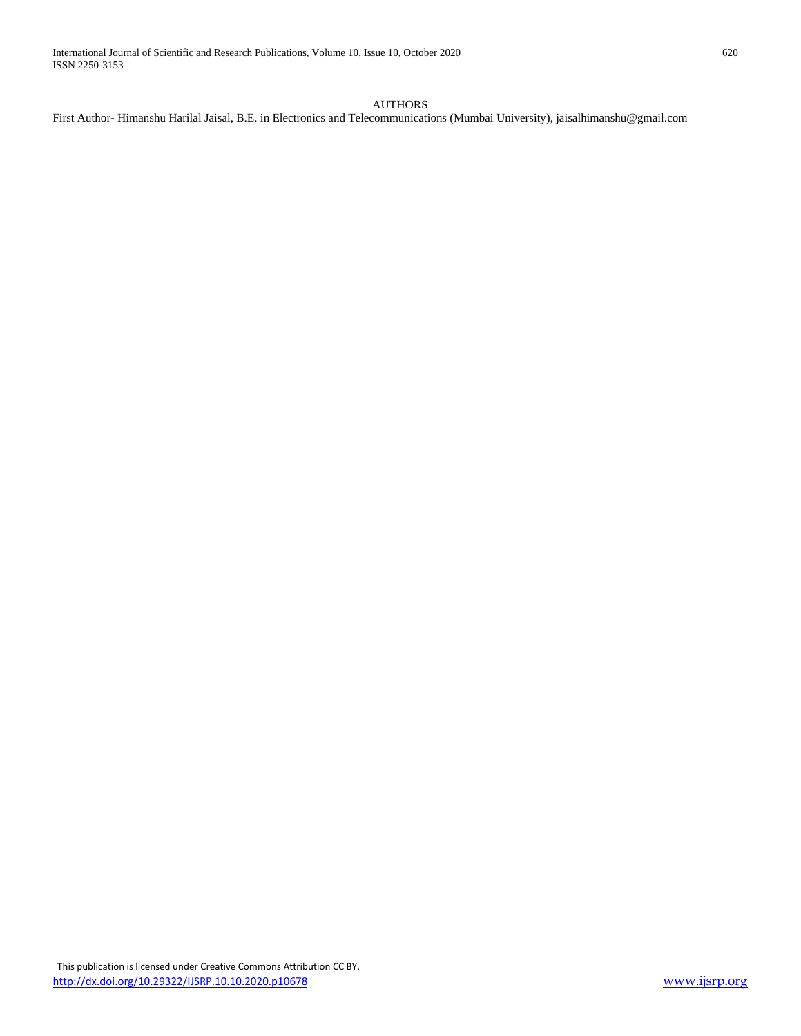## AUTHORS

First Author- Himanshu Harilal Jaisal, B.E. in Electronics and Telecommunications (Mumbai University), jaisalhimanshu@gmail.com